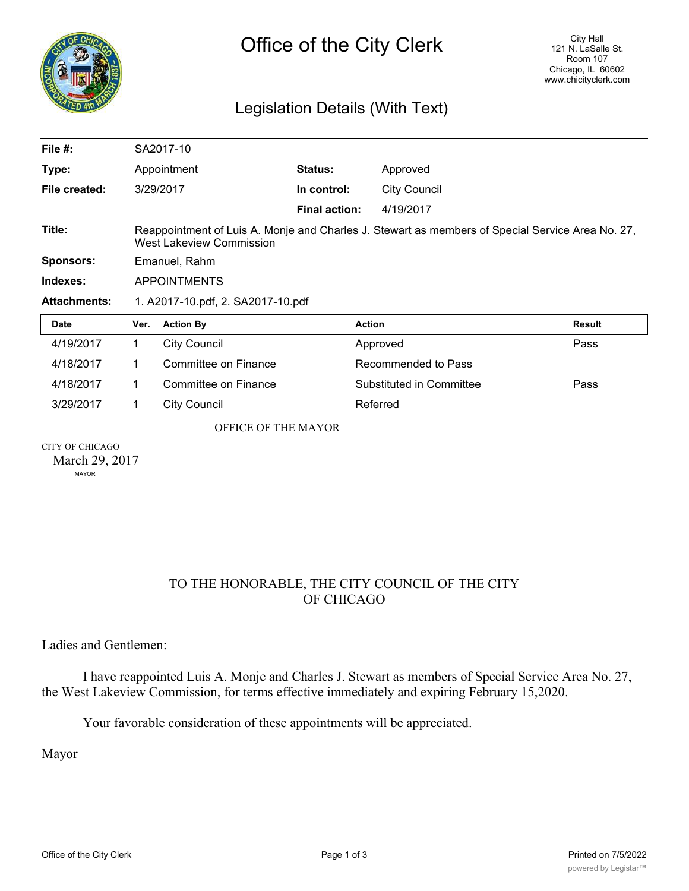# Office of the City Clerk

City Hall
121 N. LaSalle St.
Room 107
Chicago, IL 60602
www.chicityclerk.com

## Legislation Details (With Text)

| | | | |
|---|---|---|---|
| **File #:** | SA2017-10 | | |
| **Type:** | Appointment | **Status:** | Approved |
| **File created:** | 3/29/2017 | **In control:** | City Council |
| | | **Final action:** | 4/19/2017 |

**Title:** Reappointment of Luis A. Monje and Charles J. Stewart as members of Special Service Area No. 27, West Lakeview Commission

**Sponsors:** Emanuel, Rahm

**Indexes:** APPOINTMENTS

**Attachments:** 1. A2017-10.pdf, 2. SA2017-10.pdf

| Date | Ver. | Action By | Action | Result |
|---|---|---|---|---|
| 4/19/2017 | 1 | City Council | Approved | Pass |
| 4/18/2017 | 1 | Committee on Finance | Recommended to Pass | |
| 4/18/2017 | 1 | Committee on Finance | Substituted in Committee | Pass |
| 3/29/2017 | 1 | City Council | Referred | |

OFFICE OF THE MAYOR

CITY OF CHICAGO
March 29, 2017
MAYOR

TO THE HONORABLE, THE CITY COUNCIL OF THE CITY OF CHICAGO

Ladies and Gentlemen:

I have reappointed Luis A. Monje and Charles J. Stewart as members of Special Service Area No. 27, the West Lakeview Commission, for terms effective immediately and expiring February 15,2020.

Your favorable consideration of these appointments will be appreciated.

Mayor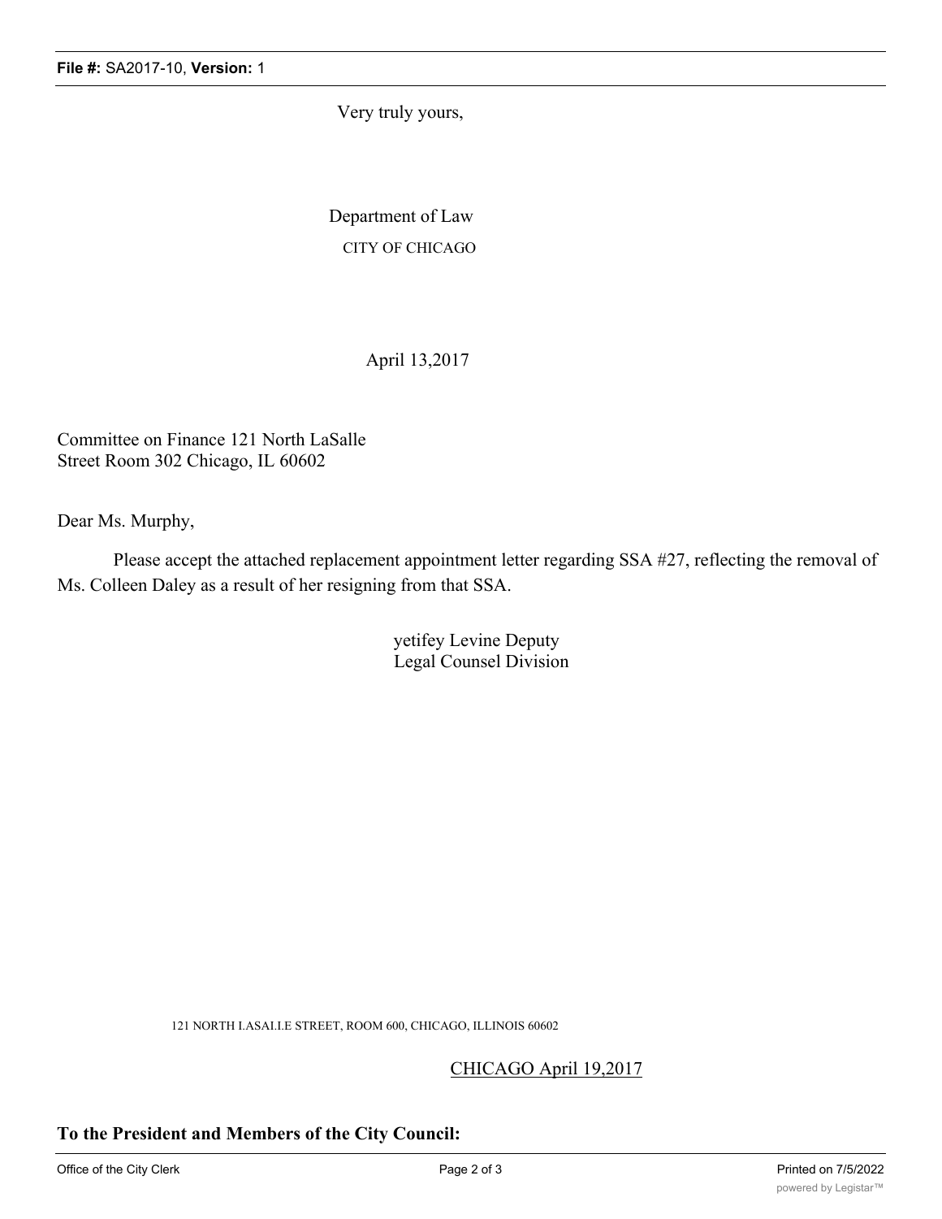Very truly yours,

Department of Law
CITY OF CHICAGO

April 13,2017

Committee on Finance 121 North LaSalle
Street Room 302 Chicago, IL 60602

Dear Ms. Murphy,

Please accept the attached replacement appointment letter regarding SSA #27, reflecting the removal of Ms. Colleen Daley as a result of her resigning from that SSA.

yetifey Levine Deputy
Legal Counsel Division

121 NORTH I.ASAI.I.E STREET, ROOM 600, CHICAGO, ILLINOIS 60602

CHICAGO April 19,2017

**To the President and Members of the City Council:**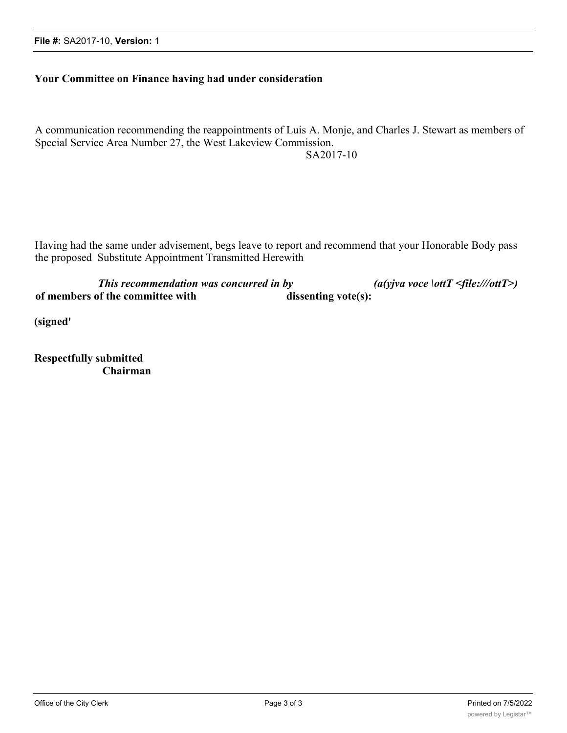**Your Committee on Finance having had under consideration**

A communication recommending the reappointments of Luis A. Monje, and Charles J. Stewart as members of Special Service Area Number 27, the West Lakeview Commission.

SA2017-10

Having had the same under advisement, begs leave to report and recommend that your Honorable Body pass the proposed Substitute Appointment Transmitted Herewith

***This recommendation was concurred in by*** ***(a(yjva voce \ottT <file:///ottT>)***
**of members of the committee with** **dissenting vote(s):**

**(signed'**

**Respectfully submitted**
**Chairman**